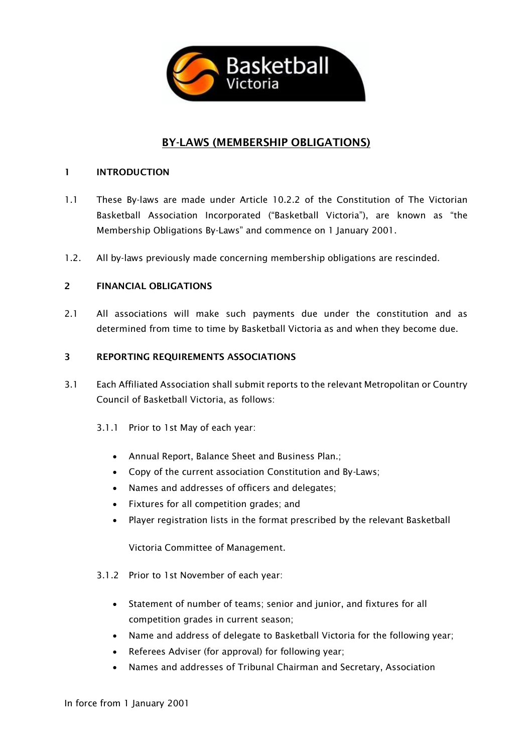# BY-LAWS (MEMBERSHIP OBLIGATIONS)

## 1 INTRODUCTION

1.1 These By-laws are made under Article 10.2.2 of the Constitution of The Victorian Basketball Association Incorporated ("Basketball Victoria"), are known as "the Membership Obligations By-Laws" and commence on 1 January 2001.

1.2. All by-laws previously made concerning membership obligations are rescinded.

## 2 FINANCIAL OBLIGATIONS

2.1 All associations will make such payments due under the constitution and as determined from time to time by Basketball Victoria as and when they become due.

## 3 REPORTING REQUIREMENTS ASSOCIATIONS

3.1 Each Affiliated Association shall submit reports to the relevant Metropolitan or Country Council of Basketball Victoria, as follows:

3.1.1 Prior to 1st May of each year:

- Annual Report, Balance Sheet and Business Plan.;
- Copy of the current association Constitution and By-Laws;
- Names and addresses of officers and delegates;
- Fixtures for all competition grades; and
- Player registration lists in the format prescribed by the relevant Basketball Victoria Committee of Management.

3.1.2 Prior to 1st November of each year:

- Statement of number of teams; senior and junior, and fixtures for all competition grades in current season;
- Name and address of delegate to Basketball Victoria for the following year;
- Referees Adviser (for approval) for following year;
- Names and addresses of Tribunal Chairman and Secretary, Association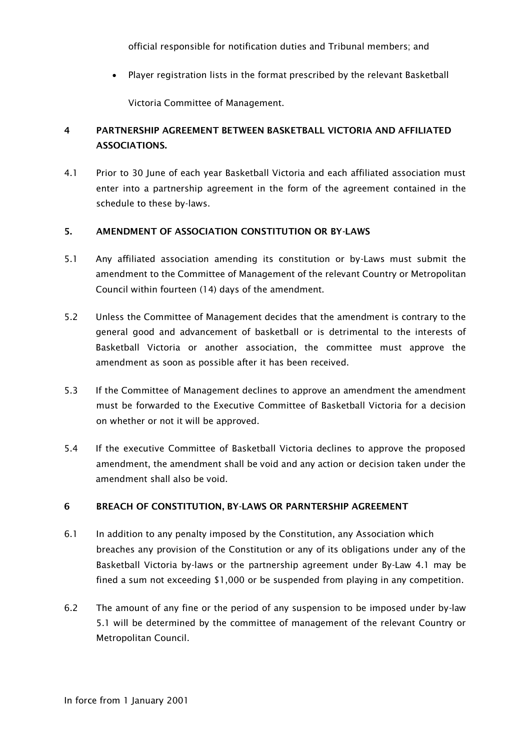official responsible for notification duties and Tribunal members; and

- Player registration lists in the format prescribed by the relevant Basketball Victoria Committee of Management.

## 4 PARTNERSHIP AGREEMENT BETWEEN BASKETBALL VICTORIA AND AFFILIATED ASSOCIATIONS.

4.1 Prior to 30 June of each year Basketball Victoria and each affiliated association must enter into a partnership agreement in the form of the agreement contained in the schedule to these by-laws.

## 5. AMENDMENT OF ASSOCIATION CONSTITUTION OR BY-LAWS

5.1 Any affiliated association amending its constitution or by-Laws must submit the amendment to the Committee of Management of the relevant Country or Metropolitan Council within fourteen (14) days of the amendment.

5.2 Unless the Committee of Management decides that the amendment is contrary to the general good and advancement of basketball or is detrimental to the interests of Basketball Victoria or another association, the committee must approve the amendment as soon as possible after it has been received.

5.3 If the Committee of Management declines to approve an amendment the amendment must be forwarded to the Executive Committee of Basketball Victoria for a decision on whether or not it will be approved.

5.4 If the executive Committee of Basketball Victoria declines to approve the proposed amendment, the amendment shall be void and any action or decision taken under the amendment shall also be void.

## 6 BREACH OF CONSTITUTION, BY-LAWS OR PARNTERSHIP AGREEMENT

6.1 In addition to any penalty imposed by the Constitution, any Association which breaches any provision of the Constitution or any of its obligations under any of the Basketball Victoria by-laws or the partnership agreement under By-Law 4.1 may be fined a sum not exceeding $1,000 or be suspended from playing in any competition.

6.2 The amount of any fine or the period of any suspension to be imposed under by-law 5.1 will be determined by the committee of management of the relevant Country or Metropolitan Council.

In force from 1 January 2001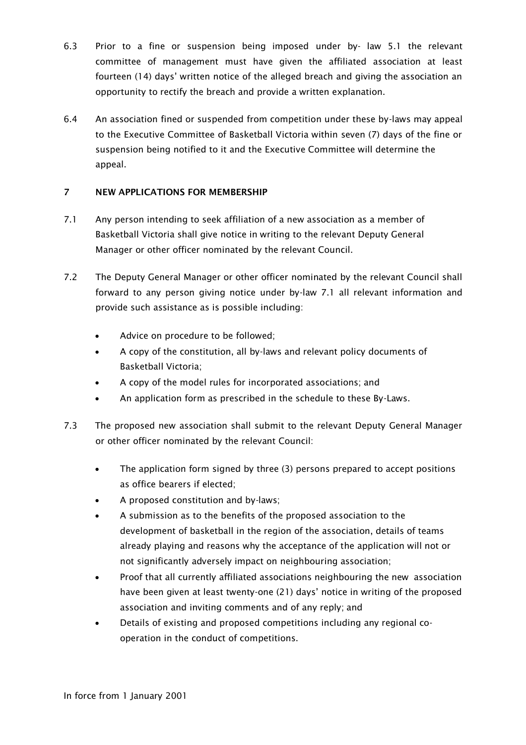6.3 Prior to a fine or suspension being imposed under by- law 5.1 the relevant committee of management must have given the affiliated association at least fourteen (14) days' written notice of the alleged breach and giving the association an opportunity to rectify the breach and provide a written explanation.

6.4 An association fined or suspended from competition under these by-laws may appeal to the Executive Committee of Basketball Victoria within seven (7) days of the fine or suspension being notified to it and the Executive Committee will determine the appeal.

## 7 NEW APPLICATIONS FOR MEMBERSHIP

7.1 Any person intending to seek affiliation of a new association as a member of Basketball Victoria shall give notice in writing to the relevant Deputy General Manager or other officer nominated by the relevant Council.

7.2 The Deputy General Manager or other officer nominated by the relevant Council shall forward to any person giving notice under by-law 7.1 all relevant information and provide such assistance as is possible including:

- Advice on procedure to be followed;
- A copy of the constitution, all by-laws and relevant policy documents of Basketball Victoria;
- A copy of the model rules for incorporated associations; and
- An application form as prescribed in the schedule to these By-Laws.

7.3 The proposed new association shall submit to the relevant Deputy General Manager or other officer nominated by the relevant Council:

- The application form signed by three (3) persons prepared to accept positions as office bearers if elected;
- A proposed constitution and by-laws;
- A submission as to the benefits of the proposed association to the development of basketball in the region of the association, details of teams already playing and reasons why the acceptance of the application will not or not significantly adversely impact on neighbouring association;
- Proof that all currently affiliated associations neighbouring the new association have been given at least twenty-one (21) days' notice in writing of the proposed association and inviting comments and of any reply; and
- Details of existing and proposed competitions including any regional co-operation in the conduct of competitions.

In force from 1 January 2001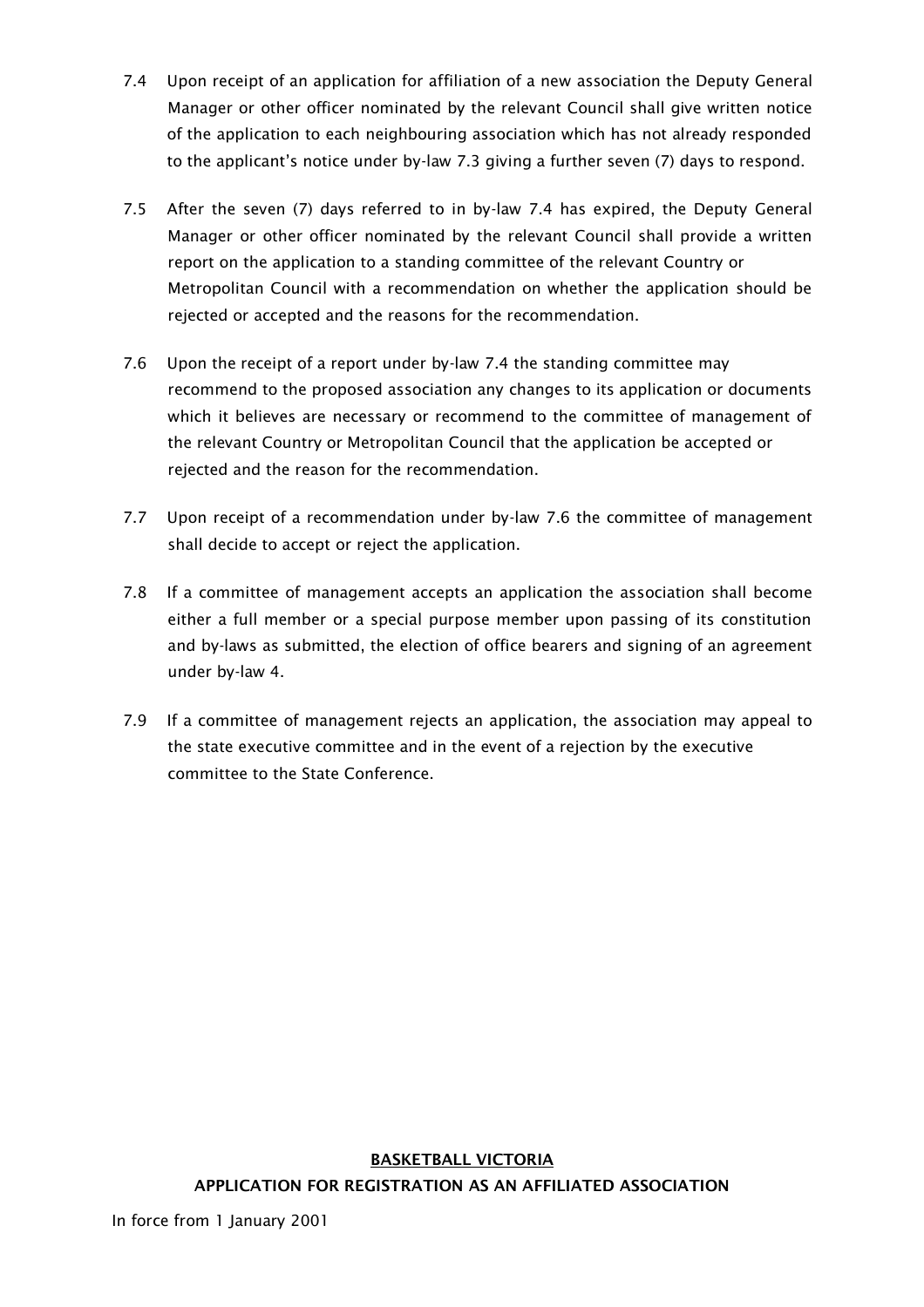7.4 Upon receipt of an application for affiliation of a new association the Deputy General Manager or other officer nominated by the relevant Council shall give written notice of the application to each neighbouring association which has not already responded to the applicant's notice under by-law 7.3 giving a further seven (7) days to respond.

7.5 After the seven (7) days referred to in by-law 7.4 has expired, the Deputy General Manager or other officer nominated by the relevant Council shall provide a written report on the application to a standing committee of the relevant Country or Metropolitan Council with a recommendation on whether the application should be rejected or accepted and the reasons for the recommendation.

7.6 Upon the receipt of a report under by-law 7.4 the standing committee may recommend to the proposed association any changes to its application or documents which it believes are necessary or recommend to the committee of management of the relevant Country or Metropolitan Council that the application be accepted or rejected and the reason for the recommendation.

7.7 Upon receipt of a recommendation under by-law 7.6 the committee of management shall decide to accept or reject the application.

7.8 If a committee of management accepts an application the association shall become either a full member or a special purpose member upon passing of its constitution and by-laws as submitted, the election of office bearers and signing of an agreement under by-law 4.

7.9 If a committee of management rejects an application, the association may appeal to the state executive committee and in the event of a rejection by the executive committee to the State Conference.

**BASKETBALL VICTORIA**

**APPLICATION FOR REGISTRATION AS AN AFFILIATED ASSOCIATION**

In force from 1 January 2001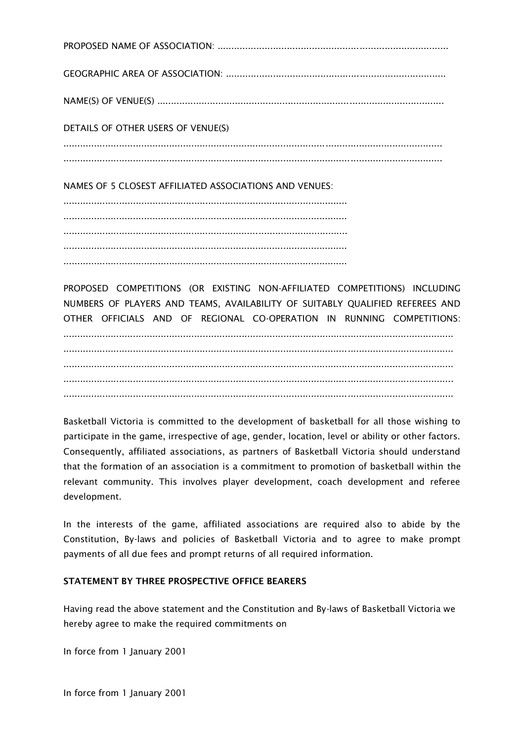PROPOSED NAME OF ASSOCIATION: ....................................................................................

GEOGRAPHIC AREA OF ASSOCIATION: ................................................................................

NAME(S) OF VENUE(S) ........................................................................................................

DETAILS OF OTHER USERS OF VENUE(S)

..........................................................................................................................................

..........................................................................................................................................

NAMES OF 5 CLOSEST AFFILIATED ASSOCIATIONS AND VENUES:

.......................................................................................................

.......................................................................................................

.......................................................................................................

.......................................................................................................

.......................................................................................................

PROPOSED COMPETITIONS (OR EXISTING NON-AFFILIATED COMPETITIONS) INCLUDING NUMBERS OF PLAYERS AND TEAMS, AVAILABILITY OF SUITABLY QUALIFIED REFEREES AND OTHER OFFICIALS AND OF REGIONAL CO-OPERATION IN RUNNING COMPETITIONS:

..........................................................................................................................................

..........................................................................................................................................

..........................................................................................................................................

..........................................................................................................................................

..........................................................................................................................................

Basketball Victoria is committed to the development of basketball for all those wishing to participate in the game, irrespective of age, gender, location, level or ability or other factors. Consequently, affiliated associations, as partners of Basketball Victoria should understand that the formation of an association is a commitment to promotion of basketball within the relevant community. This involves player development, coach development and referee development.

In the interests of the game, affiliated associations are required also to abide by the Constitution, By-laws and policies of Basketball Victoria and to agree to make prompt payments of all due fees and prompt returns of all required information.

**STATEMENT BY THREE PROSPECTIVE OFFICE BEARERS**

Having read the above statement and the Constitution and By-laws of Basketball Victoria we hereby agree to make the required commitments on

In force from 1 January 2001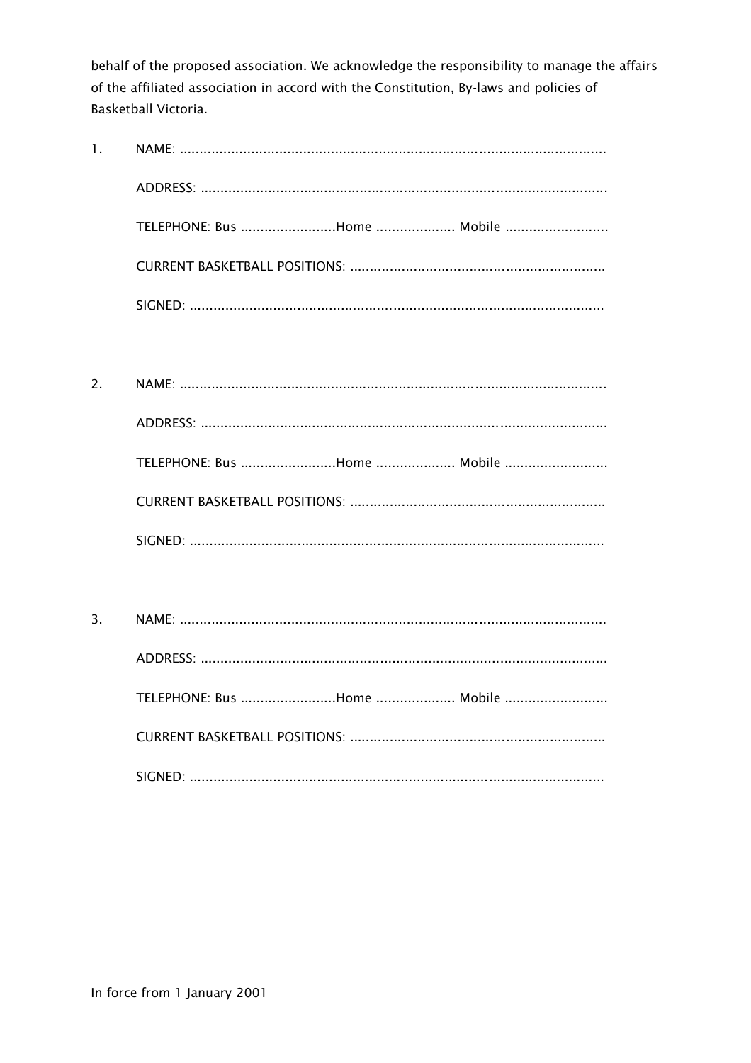behalf of the proposed association. We acknowledge the responsibility to manage the affairs of the affiliated association in accord with the Constitution, By-laws and policies of Basketball Victoria.

1. NAME: ..........................................................................................................

   ADDRESS: .....................................................................................................

   TELEPHONE: Bus ........................Home .................... Mobile ..........................

   CURRENT BASKETBALL POSITIONS: ................................................................

   SIGNED: ........................................................................................................

2. NAME: ..........................................................................................................

   ADDRESS: .....................................................................................................

   TELEPHONE: Bus ........................Home .................... Mobile ..........................

   CURRENT BASKETBALL POSITIONS: ................................................................

   SIGNED: ........................................................................................................

3. NAME: ..........................................................................................................

   ADDRESS: .....................................................................................................

   TELEPHONE: Bus ........................Home .................... Mobile ..........................

   CURRENT BASKETBALL POSITIONS: ................................................................

   SIGNED: ........................................................................................................

In force from 1 January 2001